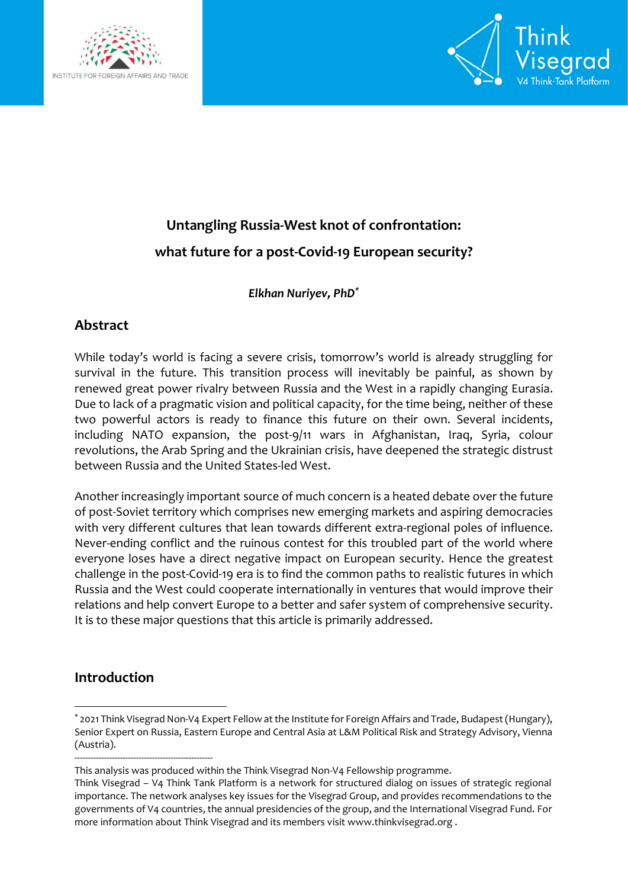INSTITUTE FOR FOREIGN AFFAIRS AND TRADE

Think Visegrad
V4 Think-Tank Platform

# Untangling Russia-West knot of confrontation: what future for a post-Covid-19 European security?

***Elkhan Nuriyev, PhD*** [*]

## Abstract

While today's world is facing a severe crisis, tomorrow's world is already struggling for survival in the future. This transition process will inevitably be painful, as shown by renewed great power rivalry between Russia and the West in a rapidly changing Eurasia. Due to lack of a pragmatic vision and political capacity, for the time being, neither of these two powerful actors is ready to finance this future on their own. Several incidents, including NATO expansion, the post-9/11 wars in Afghanistan, Iraq, Syria, colour revolutions, the Arab Spring and the Ukrainian crisis, have deepened the strategic distrust between Russia and the United States-led West.

Another increasingly important source of much concern is a heated debate over the future of post-Soviet territory which comprises new emerging markets and aspiring democracies with very different cultures that lean towards different extra-regional poles of influence. Never-ending conflict and the ruinous contest for this troubled part of the world where everyone loses have a direct negative impact on European security. Hence the greatest challenge in the post-Covid-19 era is to find the common paths to realistic futures in which Russia and the West could cooperate internationally in ventures that would improve their relations and help convert Europe to a better and safer system of comprehensive security. It is to these major questions that this article is primarily addressed.

## Introduction

---

[*] 2021 Think Visegrad Non-V4 Expert Fellow at the Institute for Foreign Affairs and Trade, Budapest (Hungary), Senior Expert on Russia, Eastern Europe and Central Asia at L&M Political Risk and Strategy Advisory, Vienna (Austria).

---

This analysis was produced within the Think Visegrad Non-V4 Fellowship programme.
Think Visegrad – V4 Think Tank Platform is a network for structured dialog on issues of strategic regional importance. The network analyses key issues for the Visegrad Group, and provides recommendations to the governments of V4 countries, the annual presidencies of the group, and the International Visegrad Fund. For more information about Think Visegrad and its members visit www.thinkvisegrad.org .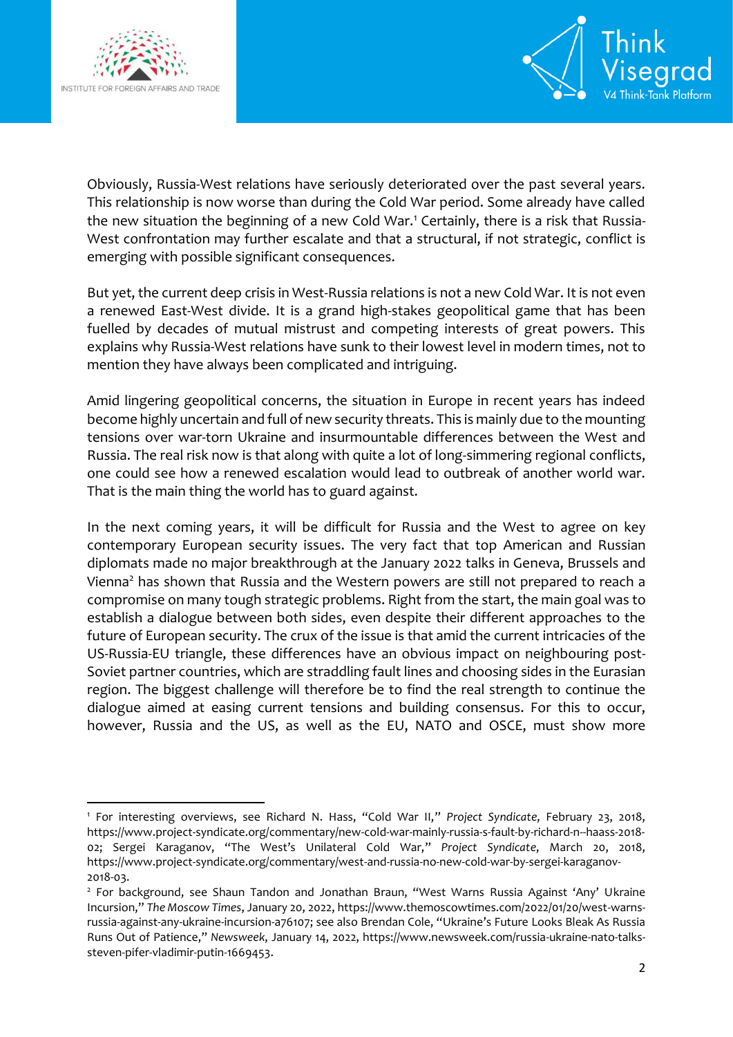Obviously, Russia-West relations have seriously deteriorated over the past several years. This relationship is now worse than during the Cold War period. Some already have called the new situation the beginning of a new Cold War.[1] Certainly, there is a risk that Russia-West confrontation may further escalate and that a structural, if not strategic, conflict is emerging with possible significant consequences.

But yet, the current deep crisis in West-Russia relations is not a new Cold War. It is not even a renewed East-West divide. It is a grand high-stakes geopolitical game that has been fuelled by decades of mutual mistrust and competing interests of great powers. This explains why Russia-West relations have sunk to their lowest level in modern times, not to mention they have always been complicated and intriguing.

Amid lingering geopolitical concerns, the situation in Europe in recent years has indeed become highly uncertain and full of new security threats. This is mainly due to the mounting tensions over war-torn Ukraine and insurmountable differences between the West and Russia. The real risk now is that along with quite a lot of long-simmering regional conflicts, one could see how a renewed escalation would lead to outbreak of another world war. That is the main thing the world has to guard against.

In the next coming years, it will be difficult for Russia and the West to agree on key contemporary European security issues. The very fact that top American and Russian diplomats made no major breakthrough at the January 2022 talks in Geneva, Brussels and Vienna[2] has shown that Russia and the Western powers are still not prepared to reach a compromise on many tough strategic problems. Right from the start, the main goal was to establish a dialogue between both sides, even despite their different approaches to the future of European security. The crux of the issue is that amid the current intricacies of the US-Russia-EU triangle, these differences have an obvious impact on neighbouring post-Soviet partner countries, which are straddling fault lines and choosing sides in the Eurasian region. The biggest challenge will therefore be to find the real strength to continue the dialogue aimed at easing current tensions and building consensus. For this to occur, however, Russia and the US, as well as the EU, NATO and OSCE, must show more

---

[1] For interesting overviews, see Richard N. Hass, "Cold War II," *Project Syndicate*, February 23, 2018, https://www.project-syndicate.org/commentary/new-cold-war-mainly-russia-s-fault-by-richard-n--haass-2018-02; Sergei Karaganov, "The West's Unilateral Cold War," *Project Syndicate*, March 20, 2018, https://www.project-syndicate.org/commentary/west-and-russia-no-new-cold-war-by-sergei-karaganov-2018-03.

[2] For background, see Shaun Tandon and Jonathan Braun, "West Warns Russia Against 'Any' Ukraine Incursion," *The Moscow Times*, January 20, 2022, https://www.themoscowtimes.com/2022/01/20/west-warns-russia-against-any-ukraine-incursion-a76107; see also Brendan Cole, "Ukraine's Future Looks Bleak As Russia Runs Out of Patience," *Newsweek*, January 14, 2022, https://www.newsweek.com/russia-ukraine-nato-talks-steven-pifer-vladimir-putin-1669453.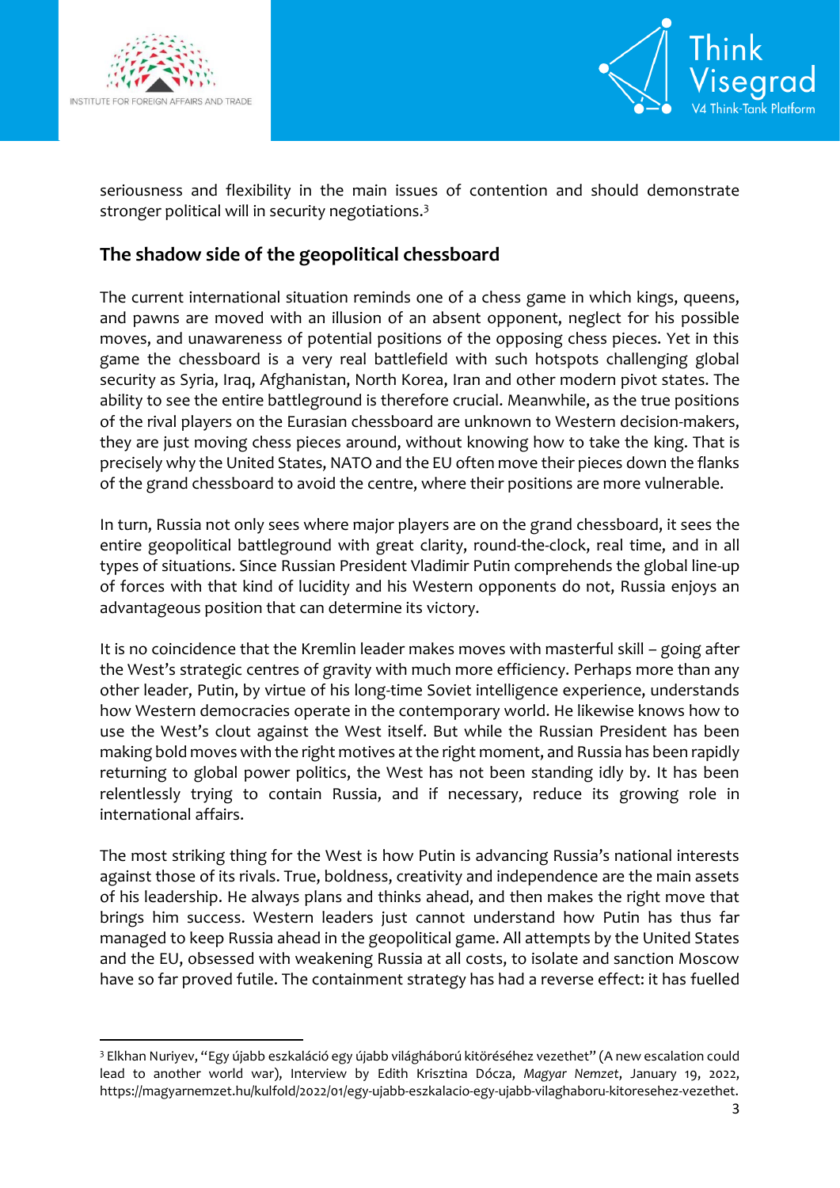seriousness and flexibility in the main issues of contention and should demonstrate stronger political will in security negotiations.[3]

## The shadow side of the geopolitical chessboard

The current international situation reminds one of a chess game in which kings, queens, and pawns are moved with an illusion of an absent opponent, neglect for his possible moves, and unawareness of potential positions of the opposing chess pieces. Yet in this game the chessboard is a very real battlefield with such hotspots challenging global security as Syria, Iraq, Afghanistan, North Korea, Iran and other modern pivot states. The ability to see the entire battleground is therefore crucial. Meanwhile, as the true positions of the rival players on the Eurasian chessboard are unknown to Western decision-makers, they are just moving chess pieces around, without knowing how to take the king. That is precisely why the United States, NATO and the EU often move their pieces down the flanks of the grand chessboard to avoid the centre, where their positions are more vulnerable.

In turn, Russia not only sees where major players are on the grand chessboard, it sees the entire geopolitical battleground with great clarity, round-the-clock, real time, and in all types of situations. Since Russian President Vladimir Putin comprehends the global line-up of forces with that kind of lucidity and his Western opponents do not, Russia enjoys an advantageous position that can determine its victory.

It is no coincidence that the Kremlin leader makes moves with masterful skill – going after the West's strategic centres of gravity with much more efficiency. Perhaps more than any other leader, Putin, by virtue of his long-time Soviet intelligence experience, understands how Western democracies operate in the contemporary world. He likewise knows how to use the West's clout against the West itself. But while the Russian President has been making bold moves with the right motives at the right moment, and Russia has been rapidly returning to global power politics, the West has not been standing idly by. It has been relentlessly trying to contain Russia, and if necessary, reduce its growing role in international affairs.

The most striking thing for the West is how Putin is advancing Russia's national interests against those of its rivals. True, boldness, creativity and independence are the main assets of his leadership. He always plans and thinks ahead, and then makes the right move that brings him success. Western leaders just cannot understand how Putin has thus far managed to keep Russia ahead in the geopolitical game. All attempts by the United States and the EU, obsessed with weakening Russia at all costs, to isolate and sanction Moscow have so far proved futile. The containment strategy has had a reverse effect: it has fuelled

---

[3] Elkhan Nuriyev, "Egy újabb eszkaláció egy újabb világháború kitöréséhez vezethet" (A new escalation could lead to another world war), Interview by Edith Krisztina Dócza, *Magyar Nemzet*, January 19, 2022, https://magyarnemzet.hu/kulfold/2022/01/egy-ujabb-eszkalacio-egy-ujabb-vilaghaboru-kitoresehez-vezethet.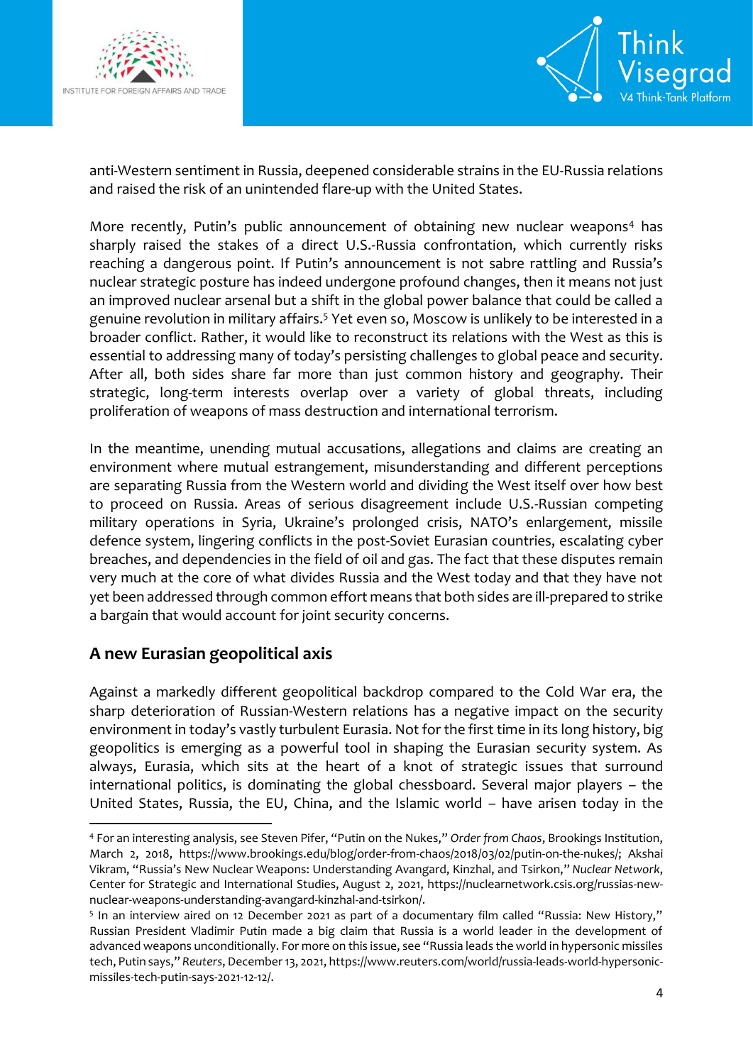anti-Western sentiment in Russia, deepened considerable strains in the EU-Russia relations and raised the risk of an unintended flare-up with the United States.

More recently, Putin's public announcement of obtaining new nuclear weapons[4] has sharply raised the stakes of a direct U.S.-Russia confrontation, which currently risks reaching a dangerous point. If Putin's announcement is not sabre rattling and Russia's nuclear strategic posture has indeed undergone profound changes, then it means not just an improved nuclear arsenal but a shift in the global power balance that could be called a genuine revolution in military affairs.[5] Yet even so, Moscow is unlikely to be interested in a broader conflict. Rather, it would like to reconstruct its relations with the West as this is essential to addressing many of today's persisting challenges to global peace and security. After all, both sides share far more than just common history and geography. Their strategic, long-term interests overlap over a variety of global threats, including proliferation of weapons of mass destruction and international terrorism.

In the meantime, unending mutual accusations, allegations and claims are creating an environment where mutual estrangement, misunderstanding and different perceptions are separating Russia from the Western world and dividing the West itself over how best to proceed on Russia. Areas of serious disagreement include U.S.-Russian competing military operations in Syria, Ukraine's prolonged crisis, NATO's enlargement, missile defence system, lingering conflicts in the post-Soviet Eurasian countries, escalating cyber breaches, and dependencies in the field of oil and gas. The fact that these disputes remain very much at the core of what divides Russia and the West today and that they have not yet been addressed through common effort means that both sides are ill-prepared to strike a bargain that would account for joint security concerns.

## A new Eurasian geopolitical axis

Against a markedly different geopolitical backdrop compared to the Cold War era, the sharp deterioration of Russian-Western relations has a negative impact on the security environment in today's vastly turbulent Eurasia. Not for the first time in its long history, big geopolitics is emerging as a powerful tool in shaping the Eurasian security system. As always, Eurasia, which sits at the heart of a knot of strategic issues that surround international politics, is dominating the global chessboard. Several major players – the United States, Russia, the EU, China, and the Islamic world – have arisen today in the

---

[4] For an interesting analysis, see Steven Pifer, "Putin on the Nukes," *Order from Chaos*, Brookings Institution, March 2, 2018, https://www.brookings.edu/blog/order-from-chaos/2018/03/02/putin-on-the-nukes/; Akshai Vikram, "Russia's New Nuclear Weapons: Understanding Avangard, Kinzhal, and Tsirkon," *Nuclear Network*, Center for Strategic and International Studies, August 2, 2021, https://nuclearnetwork.csis.org/russias-new-nuclear-weapons-understanding-avangard-kinzhal-and-tsirkon/.

[5] In an interview aired on 12 December 2021 as part of a documentary film called "Russia: New History," Russian President Vladimir Putin made a big claim that Russia is a world leader in the development of advanced weapons unconditionally. For more on this issue, see "Russia leads the world in hypersonic missiles tech, Putin says," *Reuters*, December 13, 2021, https://www.reuters.com/world/russia-leads-world-hypersonic-missiles-tech-putin-says-2021-12-12/.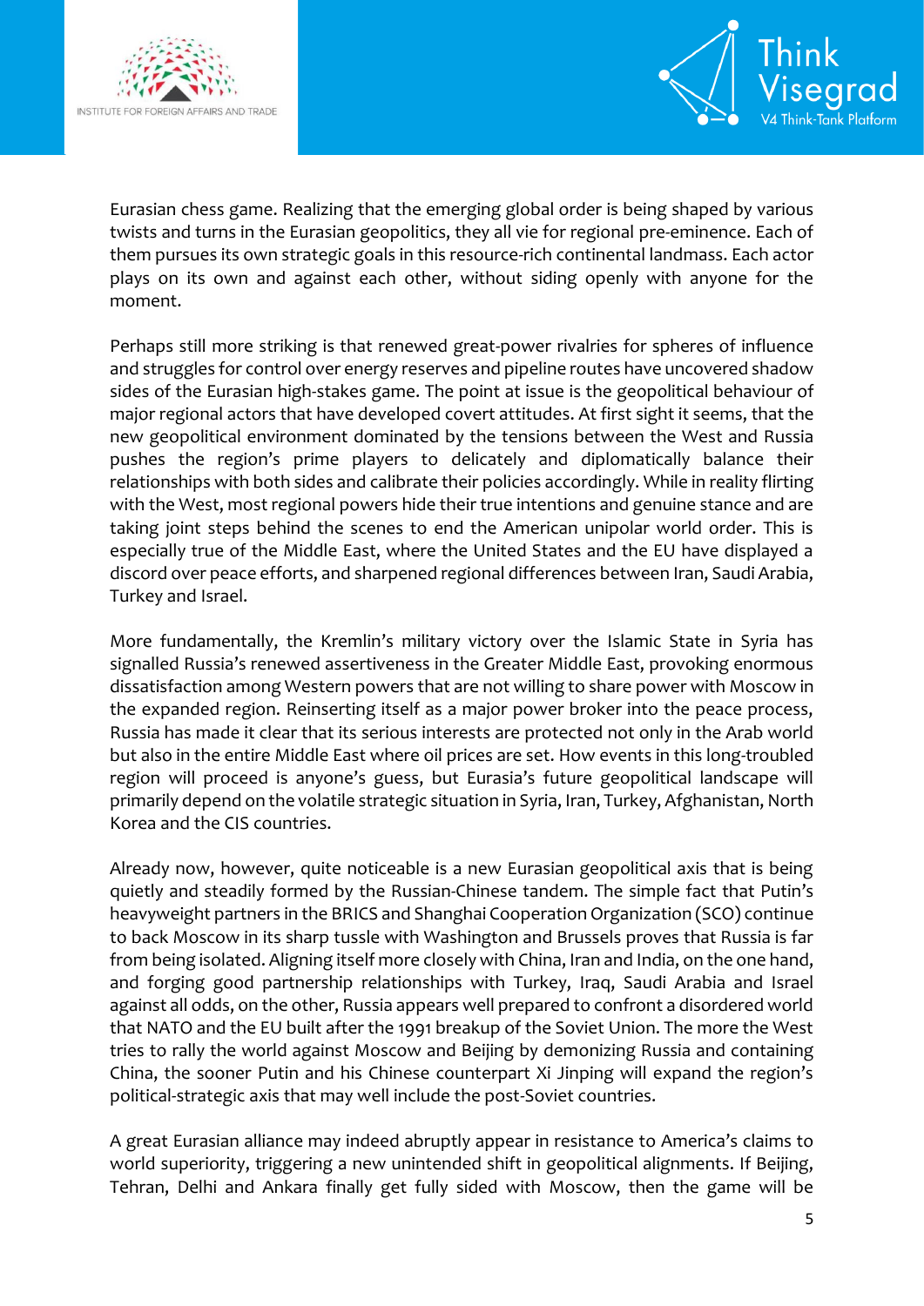Eurasian chess game. Realizing that the emerging global order is being shaped by various twists and turns in the Eurasian geopolitics, they all vie for regional pre-eminence. Each of them pursues its own strategic goals in this resource-rich continental landmass. Each actor plays on its own and against each other, without siding openly with anyone for the moment.

Perhaps still more striking is that renewed great-power rivalries for spheres of influence and struggles for control over energy reserves and pipeline routes have uncovered shadow sides of the Eurasian high-stakes game. The point at issue is the geopolitical behaviour of major regional actors that have developed covert attitudes. At first sight it seems, that the new geopolitical environment dominated by the tensions between the West and Russia pushes the region's prime players to delicately and diplomatically balance their relationships with both sides and calibrate their policies accordingly. While in reality flirting with the West, most regional powers hide their true intentions and genuine stance and are taking joint steps behind the scenes to end the American unipolar world order. This is especially true of the Middle East, where the United States and the EU have displayed a discord over peace efforts, and sharpened regional differences between Iran, Saudi Arabia, Turkey and Israel.

More fundamentally, the Kremlin's military victory over the Islamic State in Syria has signalled Russia's renewed assertiveness in the Greater Middle East, provoking enormous dissatisfaction among Western powers that are not willing to share power with Moscow in the expanded region. Reinserting itself as a major power broker into the peace process, Russia has made it clear that its serious interests are protected not only in the Arab world but also in the entire Middle East where oil prices are set. How events in this long-troubled region will proceed is anyone's guess, but Eurasia's future geopolitical landscape will primarily depend on the volatile strategic situation in Syria, Iran, Turkey, Afghanistan, North Korea and the CIS countries.

Already now, however, quite noticeable is a new Eurasian geopolitical axis that is being quietly and steadily formed by the Russian-Chinese tandem. The simple fact that Putin's heavyweight partners in the BRICS and Shanghai Cooperation Organization (SCO) continue to back Moscow in its sharp tussle with Washington and Brussels proves that Russia is far from being isolated. Aligning itself more closely with China, Iran and India, on the one hand, and forging good partnership relationships with Turkey, Iraq, Saudi Arabia and Israel against all odds, on the other, Russia appears well prepared to confront a disordered world that NATO and the EU built after the 1991 breakup of the Soviet Union. The more the West tries to rally the world against Moscow and Beijing by demonizing Russia and containing China, the sooner Putin and his Chinese counterpart Xi Jinping will expand the region's political-strategic axis that may well include the post-Soviet countries.

A great Eurasian alliance may indeed abruptly appear in resistance to America's claims to world superiority, triggering a new unintended shift in geopolitical alignments. If Beijing, Tehran, Delhi and Ankara finally get fully sided with Moscow, then the game will be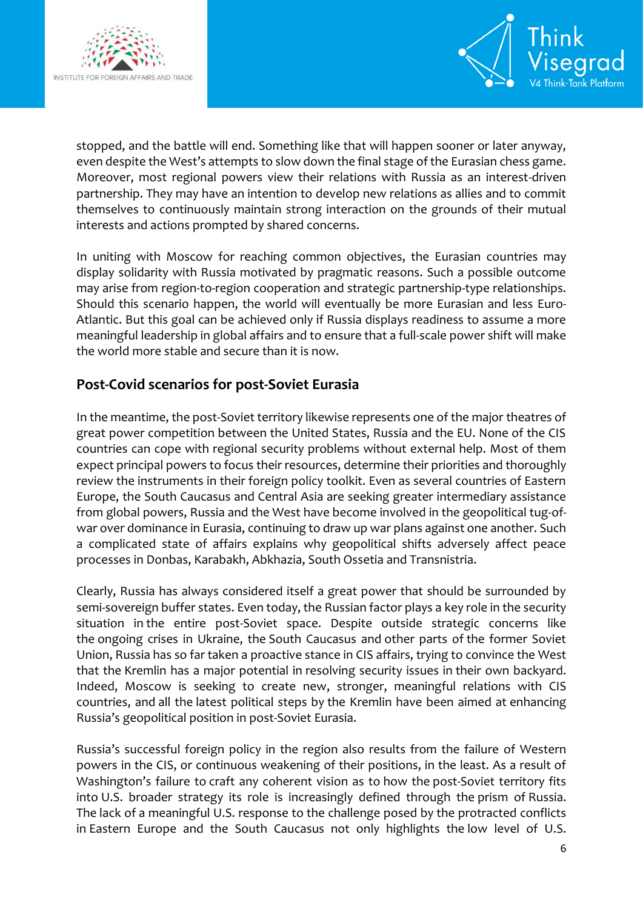stopped, and the battle will end. Something like that will happen sooner or later anyway, even despite the West's attempts to slow down the final stage of the Eurasian chess game. Moreover, most regional powers view their relations with Russia as an interest-driven partnership. They may have an intention to develop new relations as allies and to commit themselves to continuously maintain strong interaction on the grounds of their mutual interests and actions prompted by shared concerns.

In uniting with Moscow for reaching common objectives, the Eurasian countries may display solidarity with Russia motivated by pragmatic reasons. Such a possible outcome may arise from region-to-region cooperation and strategic partnership-type relationships. Should this scenario happen, the world will eventually be more Eurasian and less Euro-Atlantic. But this goal can be achieved only if Russia displays readiness to assume a more meaningful leadership in global affairs and to ensure that a full-scale power shift will make the world more stable and secure than it is now.

## Post-Covid scenarios for post-Soviet Eurasia

In the meantime, the post-Soviet territory likewise represents one of the major theatres of great power competition between the United States, Russia and the EU. None of the CIS countries can cope with regional security problems without external help. Most of them expect principal powers to focus their resources, determine their priorities and thoroughly review the instruments in their foreign policy toolkit. Even as several countries of Eastern Europe, the South Caucasus and Central Asia are seeking greater intermediary assistance from global powers, Russia and the West have become involved in the geopolitical tug-of-war over dominance in Eurasia, continuing to draw up war plans against one another. Such a complicated state of affairs explains why geopolitical shifts adversely affect peace processes in Donbas, Karabakh, Abkhazia, South Ossetia and Transnistria.

Clearly, Russia has always considered itself a great power that should be surrounded by semi-sovereign buffer states. Even today, the Russian factor plays a key role in the security situation in the entire post-Soviet space. Despite outside strategic concerns like the ongoing crises in Ukraine, the South Caucasus and other parts of the former Soviet Union, Russia has so far taken a proactive stance in CIS affairs, trying to convince the West that the Kremlin has a major potential in resolving security issues in their own backyard. Indeed, Moscow is seeking to create new, stronger, meaningful relations with CIS countries, and all the latest political steps by the Kremlin have been aimed at enhancing Russia's geopolitical position in post-Soviet Eurasia.

Russia's successful foreign policy in the region also results from the failure of Western powers in the CIS, or continuous weakening of their positions, in the least. As a result of Washington's failure to craft any coherent vision as to how the post-Soviet territory fits into U.S. broader strategy its role is increasingly defined through the prism of Russia. The lack of a meaningful U.S. response to the challenge posed by the protracted conflicts in Eastern Europe and the South Caucasus not only highlights the low level of U.S.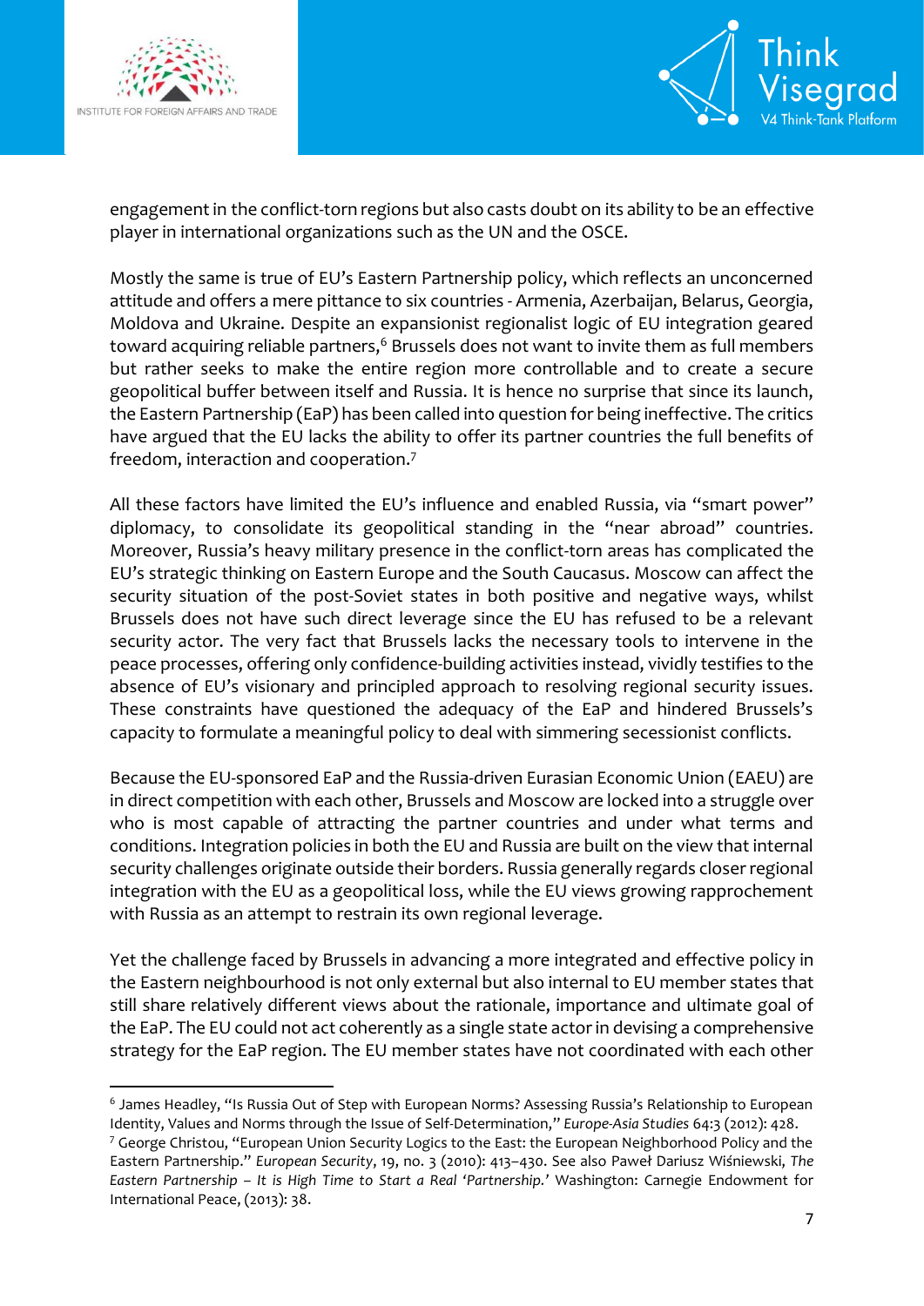engagement in the conflict-torn regions but also casts doubt on its ability to be an effective player in international organizations such as the UN and the OSCE.

Mostly the same is true of EU's Eastern Partnership policy, which reflects an unconcerned attitude and offers a mere pittance to six countries - Armenia, Azerbaijan, Belarus, Georgia, Moldova and Ukraine. Despite an expansionist regionalist logic of EU integration geared toward acquiring reliable partners,[6] Brussels does not want to invite them as full members but rather seeks to make the entire region more controllable and to create a secure geopolitical buffer between itself and Russia. It is hence no surprise that since its launch, the Eastern Partnership (EaP) has been called into question for being ineffective. The critics have argued that the EU lacks the ability to offer its partner countries the full benefits of freedom, interaction and cooperation.[7]

All these factors have limited the EU's influence and enabled Russia, via "smart power" diplomacy, to consolidate its geopolitical standing in the "near abroad" countries. Moreover, Russia's heavy military presence in the conflict-torn areas has complicated the EU's strategic thinking on Eastern Europe and the South Caucasus. Moscow can affect the security situation of the post-Soviet states in both positive and negative ways, whilst Brussels does not have such direct leverage since the EU has refused to be a relevant security actor. The very fact that Brussels lacks the necessary tools to intervene in the peace processes, offering only confidence-building activities instead, vividly testifies to the absence of EU's visionary and principled approach to resolving regional security issues. These constraints have questioned the adequacy of the EaP and hindered Brussels's capacity to formulate a meaningful policy to deal with simmering secessionist conflicts.

Because the EU-sponsored EaP and the Russia-driven Eurasian Economic Union (EAEU) are in direct competition with each other, Brussels and Moscow are locked into a struggle over who is most capable of attracting the partner countries and under what terms and conditions. Integration policies in both the EU and Russia are built on the view that internal security challenges originate outside their borders. Russia generally regards closer regional integration with the EU as a geopolitical loss, while the EU views growing rapprochement with Russia as an attempt to restrain its own regional leverage.

Yet the challenge faced by Brussels in advancing a more integrated and effective policy in the Eastern neighbourhood is not only external but also internal to EU member states that still share relatively different views about the rationale, importance and ultimate goal of the EaP. The EU could not act coherently as a single state actor in devising a comprehensive strategy for the EaP region. The EU member states have not coordinated with each other

---

[6] James Headley, "Is Russia Out of Step with European Norms? Assessing Russia's Relationship to European Identity, Values and Norms through the Issue of Self-Determination," *Europe-Asia Studies* 64:3 (2012): 428.

[7] George Christou, "European Union Security Logics to the East: the European Neighborhood Policy and the Eastern Partnership." *European Security*, 19, no. 3 (2010): 413–430. See also Paweł Dariusz Wiśniewski, *The Eastern Partnership – It is High Time to Start a Real 'Partnership.'* Washington: Carnegie Endowment for International Peace, (2013): 38.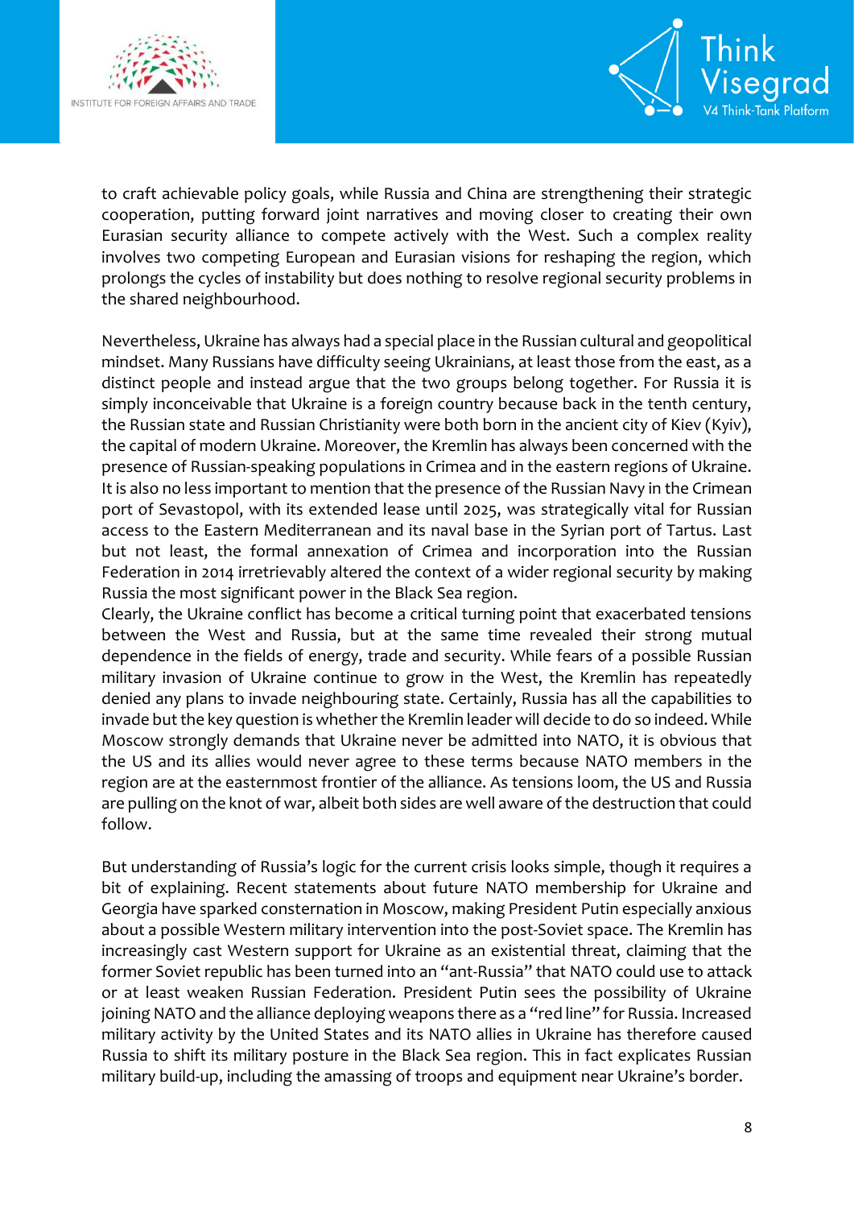to craft achievable policy goals, while Russia and China are strengthening their strategic cooperation, putting forward joint narratives and moving closer to creating their own Eurasian security alliance to compete actively with the West. Such a complex reality involves two competing European and Eurasian visions for reshaping the region, which prolongs the cycles of instability but does nothing to resolve regional security problems in the shared neighbourhood.

Nevertheless, Ukraine has always had a special place in the Russian cultural and geopolitical mindset. Many Russians have difficulty seeing Ukrainians, at least those from the east, as a distinct people and instead argue that the two groups belong together. For Russia it is simply inconceivable that Ukraine is a foreign country because back in the tenth century, the Russian state and Russian Christianity were both born in the ancient city of Kiev (Kyiv), the capital of modern Ukraine. Moreover, the Kremlin has always been concerned with the presence of Russian-speaking populations in Crimea and in the eastern regions of Ukraine. It is also no less important to mention that the presence of the Russian Navy in the Crimean port of Sevastopol, with its extended lease until 2025, was strategically vital for Russian access to the Eastern Mediterranean and its naval base in the Syrian port of Tartus. Last but not least, the formal annexation of Crimea and incorporation into the Russian Federation in 2014 irretrievably altered the context of a wider regional security by making Russia the most significant power in the Black Sea region.

Clearly, the Ukraine conflict has become a critical turning point that exacerbated tensions between the West and Russia, but at the same time revealed their strong mutual dependence in the fields of energy, trade and security. While fears of a possible Russian military invasion of Ukraine continue to grow in the West, the Kremlin has repeatedly denied any plans to invade neighbouring state. Certainly, Russia has all the capabilities to invade but the key question is whether the Kremlin leader will decide to do so indeed. While Moscow strongly demands that Ukraine never be admitted into NATO, it is obvious that the US and its allies would never agree to these terms because NATO members in the region are at the easternmost frontier of the alliance. As tensions loom, the US and Russia are pulling on the knot of war, albeit both sides are well aware of the destruction that could follow.

But understanding of Russia's logic for the current crisis looks simple, though it requires a bit of explaining. Recent statements about future NATO membership for Ukraine and Georgia have sparked consternation in Moscow, making President Putin especially anxious about a possible Western military intervention into the post-Soviet space. The Kremlin has increasingly cast Western support for Ukraine as an existential threat, claiming that the former Soviet republic has been turned into an "ant-Russia" that NATO could use to attack or at least weaken Russian Federation. President Putin sees the possibility of Ukraine joining NATO and the alliance deploying weapons there as a "red line" for Russia. Increased military activity by the United States and its NATO allies in Ukraine has therefore caused Russia to shift its military posture in the Black Sea region. This in fact explicates Russian military build-up, including the amassing of troops and equipment near Ukraine's border.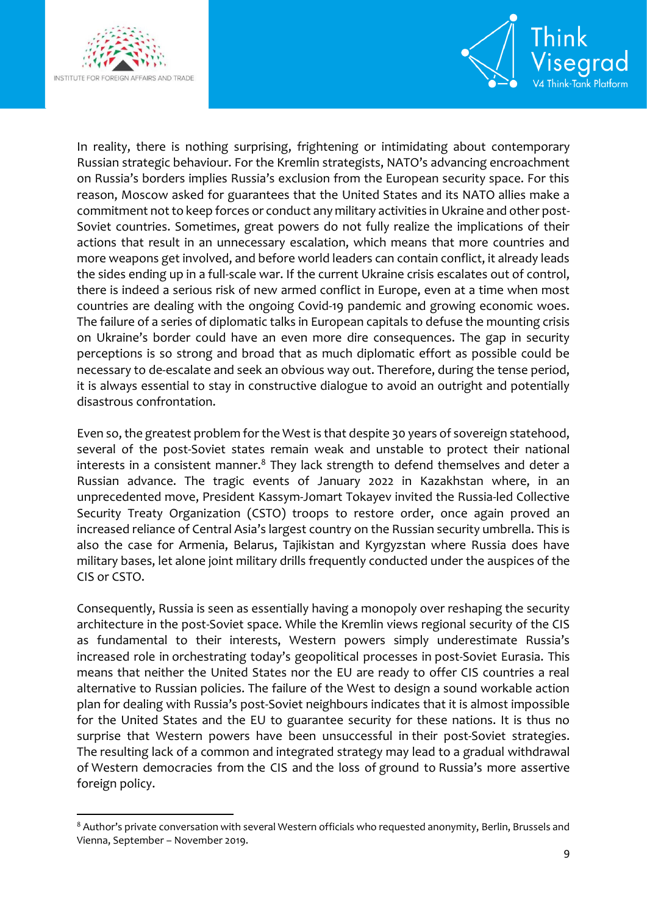In reality, there is nothing surprising, frightening or intimidating about contemporary Russian strategic behaviour. For the Kremlin strategists, NATO's advancing encroachment on Russia's borders implies Russia's exclusion from the European security space. For this reason, Moscow asked for guarantees that the United States and its NATO allies make a commitment not to keep forces or conduct any military activities in Ukraine and other post-Soviet countries. Sometimes, great powers do not fully realize the implications of their actions that result in an unnecessary escalation, which means that more countries and more weapons get involved, and before world leaders can contain conflict, it already leads the sides ending up in a full-scale war. If the current Ukraine crisis escalates out of control, there is indeed a serious risk of new armed conflict in Europe, even at a time when most countries are dealing with the ongoing Covid-19 pandemic and growing economic woes. The failure of a series of diplomatic talks in European capitals to defuse the mounting crisis on Ukraine's border could have an even more dire consequences. The gap in security perceptions is so strong and broad that as much diplomatic effort as possible could be necessary to de-escalate and seek an obvious way out. Therefore, during the tense period, it is always essential to stay in constructive dialogue to avoid an outright and potentially disastrous confrontation.

Even so, the greatest problem for the West is that despite 30 years of sovereign statehood, several of the post-Soviet states remain weak and unstable to protect their national interests in a consistent manner.[8] They lack strength to defend themselves and deter a Russian advance. The tragic events of January 2022 in Kazakhstan where, in an unprecedented move, President Kassym-Jomart Tokayev invited the Russia-led Collective Security Treaty Organization (CSTO) troops to restore order, once again proved an increased reliance of Central Asia's largest country on the Russian security umbrella. This is also the case for Armenia, Belarus, Tajikistan and Kyrgyzstan where Russia does have military bases, let alone joint military drills frequently conducted under the auspices of the CIS or CSTO.

Consequently, Russia is seen as essentially having a monopoly over reshaping the security architecture in the post-Soviet space. While the Kremlin views regional security of the CIS as fundamental to their interests, Western powers simply underestimate Russia's increased role in orchestrating today's geopolitical processes in post-Soviet Eurasia. This means that neither the United States nor the EU are ready to offer CIS countries a real alternative to Russian policies. The failure of the West to design a sound workable action plan for dealing with Russia's post-Soviet neighbours indicates that it is almost impossible for the United States and the EU to guarantee security for these nations. It is thus no surprise that Western powers have been unsuccessful in their post-Soviet strategies. The resulting lack of a common and integrated strategy may lead to a gradual withdrawal of Western democracies from the CIS and the loss of ground to Russia's more assertive foreign policy.

---

[8] Author's private conversation with several Western officials who requested anonymity, Berlin, Brussels and Vienna, September – November 2019.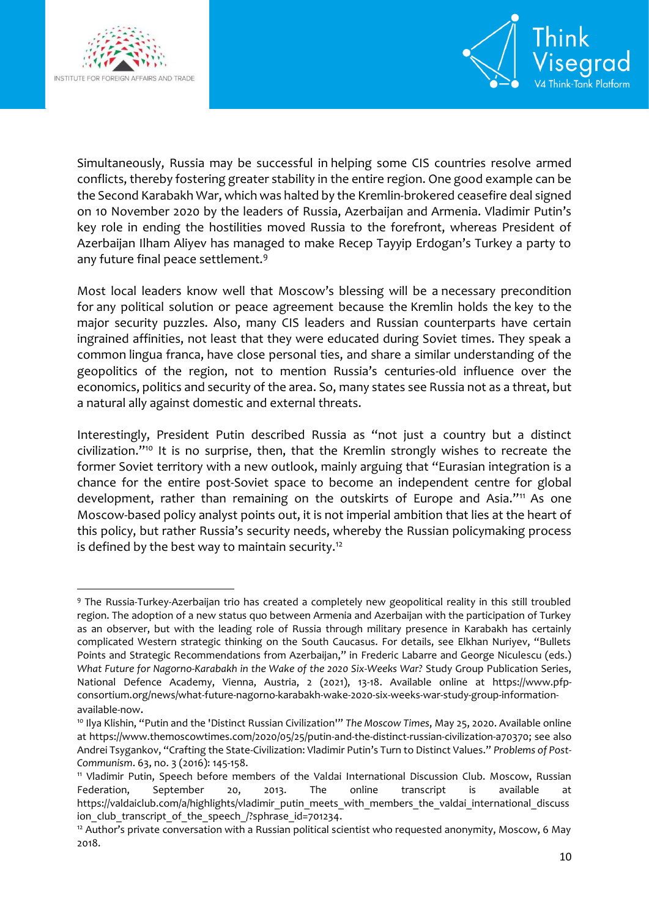Simultaneously, Russia may be successful in helping some CIS countries resolve armed conflicts, thereby fostering greater stability in the entire region. One good example can be the Second Karabakh War, which was halted by the Kremlin-brokered ceasefire deal signed on 10 November 2020 by the leaders of Russia, Azerbaijan and Armenia. Vladimir Putin's key role in ending the hostilities moved Russia to the forefront, whereas President of Azerbaijan Ilham Aliyev has managed to make Recep Tayyip Erdogan's Turkey a party to any future final peace settlement.[9]

Most local leaders know well that Moscow's blessing will be a necessary precondition for any political solution or peace agreement because the Kremlin holds the key to the major security puzzles. Also, many CIS leaders and Russian counterparts have certain ingrained affinities, not least that they were educated during Soviet times. They speak a common lingua franca, have close personal ties, and share a similar understanding of the geopolitics of the region, not to mention Russia's centuries-old influence over the economics, politics and security of the area. So, many states see Russia not as a threat, but a natural ally against domestic and external threats.

Interestingly, President Putin described Russia as "not just a country but a distinct civilization."[10] It is no surprise, then, that the Kremlin strongly wishes to recreate the former Soviet territory with a new outlook, mainly arguing that "Eurasian integration is a chance for the entire post-Soviet space to become an independent centre for global development, rather than remaining on the outskirts of Europe and Asia."[11] As one Moscow-based policy analyst points out, it is not imperial ambition that lies at the heart of this policy, but rather Russia's security needs, whereby the Russian policymaking process is defined by the best way to maintain security.[12]

---

[9] The Russia-Turkey-Azerbaijan trio has created a completely new geopolitical reality in this still troubled region. The adoption of a new status quo between Armenia and Azerbaijan with the participation of Turkey as an observer, but with the leading role of Russia through military presence in Karabakh has certainly complicated Western strategic thinking on the South Caucasus. For details, see Elkhan Nuriyev, "Bullets Points and Strategic Recommendations from Azerbaijan," in Frederic Labarre and George Niculescu (eds.) *What Future for Nagorno-Karabakh in the Wake of the 2020 Six-Weeks War?* Study Group Publication Series, National Defence Academy, Vienna, Austria, 2 (2021), 13-18. Available online at https://www.pfp-consortium.org/news/what-future-nagorno-karabakh-wake-2020-six-weeks-war-study-group-information-available-now.

[10] Ilya Klishin, "Putin and the 'Distinct Russian Civilization'" *The Moscow Times*, May 25, 2020. Available online at https://www.themoscowtimes.com/2020/05/25/putin-and-the-distinct-russian-civilization-a70370; see also Andrei Tsygankov, "Crafting the State-Civilization: Vladimir Putin's Turn to Distinct Values." *Problems of Post-Communism*. 63, no. 3 (2016): 145-158.

[11] Vladimir Putin, Speech before members of the Valdai International Discussion Club. Moscow, Russian Federation, September 20, 2013. The online transcript is available at https://valdaiclub.com/a/highlights/vladimir_putin_meets_with_members_the_valdai_international_discussion_club_transcript_of_the_speech_/?sphrase_id=701234.

[12] Author's private conversation with a Russian political scientist who requested anonymity, Moscow, 6 May 2018.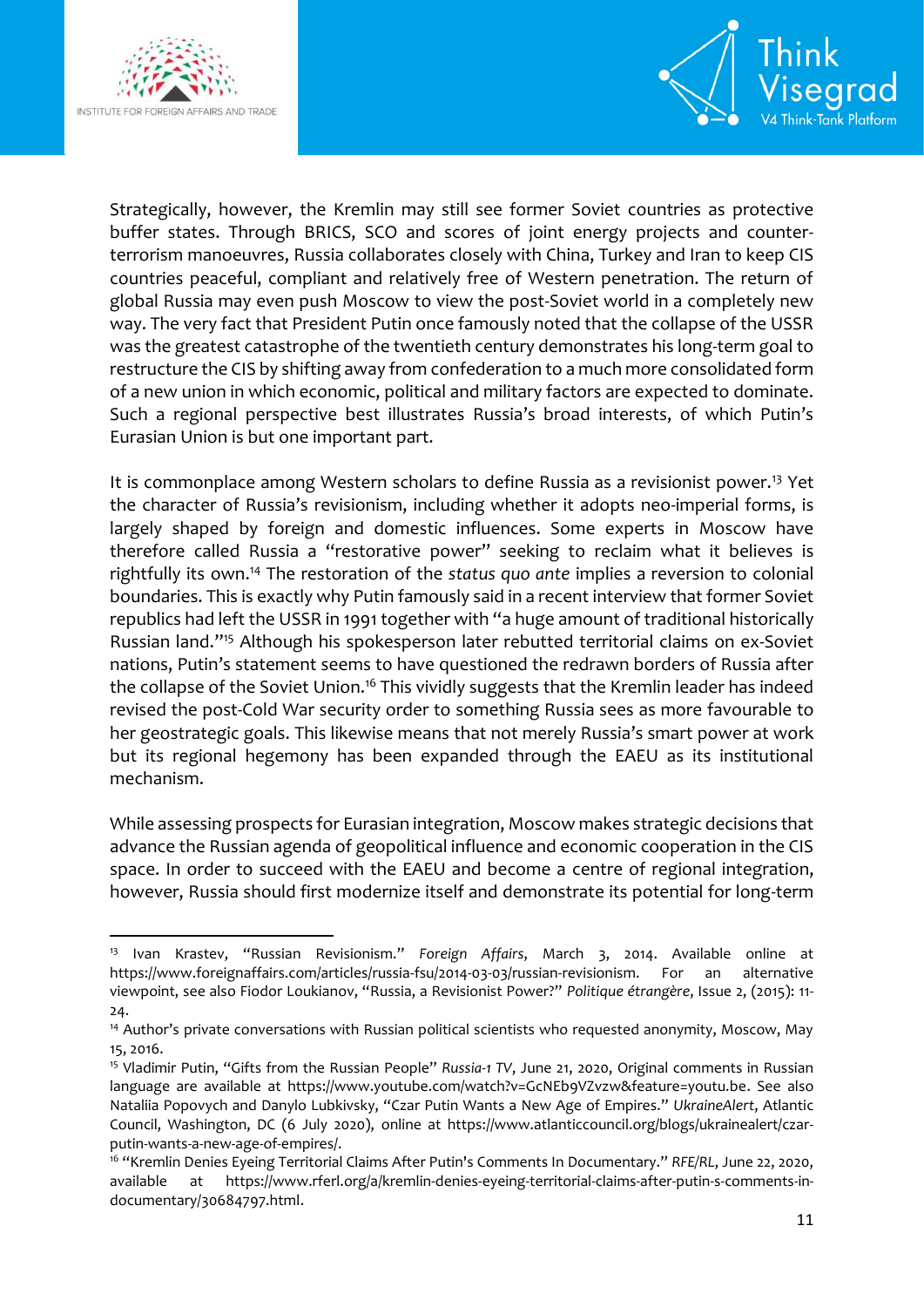Strategically, however, the Kremlin may still see former Soviet countries as protective buffer states. Through BRICS, SCO and scores of joint energy projects and counter-terrorism manoeuvres, Russia collaborates closely with China, Turkey and Iran to keep CIS countries peaceful, compliant and relatively free of Western penetration. The return of global Russia may even push Moscow to view the post-Soviet world in a completely new way. The very fact that President Putin once famously noted that the collapse of the USSR was the greatest catastrophe of the twentieth century demonstrates his long-term goal to restructure the CIS by shifting away from confederation to a much more consolidated form of a new union in which economic, political and military factors are expected to dominate. Such a regional perspective best illustrates Russia's broad interests, of which Putin's Eurasian Union is but one important part.

It is commonplace among Western scholars to define Russia as a revisionist power.[13] Yet the character of Russia's revisionism, including whether it adopts neo-imperial forms, is largely shaped by foreign and domestic influences. Some experts in Moscow have therefore called Russia a "restorative power" seeking to reclaim what it believes is rightfully its own.[14] The restoration of the *status quo ante* implies a reversion to colonial boundaries. This is exactly why Putin famously said in a recent interview that former Soviet republics had left the USSR in 1991 together with "a huge amount of traditional historically Russian land."[15] Although his spokesperson later rebutted territorial claims on ex-Soviet nations, Putin's statement seems to have questioned the redrawn borders of Russia after the collapse of the Soviet Union.[16] This vividly suggests that the Kremlin leader has indeed revised the post-Cold War security order to something Russia sees as more favourable to her geostrategic goals. This likewise means that not merely Russia's smart power at work but its regional hegemony has been expanded through the EAEU as its institutional mechanism.

While assessing prospects for Eurasian integration, Moscow makes strategic decisions that advance the Russian agenda of geopolitical influence and economic cooperation in the CIS space. In order to succeed with the EAEU and become a centre of regional integration, however, Russia should first modernize itself and demonstrate its potential for long-term

---

[13] Ivan Krastev, "Russian Revisionism." *Foreign Affairs*, March 3, 2014. Available online at https://www.foreignaffairs.com/articles/russia-fsu/2014-03-03/russian-revisionism. For an alternative viewpoint, see also Fiodor Loukianov, "Russia, a Revisionist Power?" *Politique étrangère*, Issue 2, (2015): 11-24.

[14] Author's private conversations with Russian political scientists who requested anonymity, Moscow, May 15, 2016.

[15] Vladimir Putin, "Gifts from the Russian People" *Russia-1 TV*, June 21, 2020, Original comments in Russian language are available at https://www.youtube.com/watch?v=GcNEb9VZvzw&feature=youtu.be. See also Nataliia Popovych and Danylo Lubkivsky, "Czar Putin Wants a New Age of Empires." *UkraineAlert*, Atlantic Council, Washington, DC (6 July 2020), online at https://www.atlanticcouncil.org/blogs/ukrainealert/czar-putin-wants-a-new-age-of-empires/.

[16] "Kremlin Denies Eyeing Territorial Claims After Putin's Comments In Documentary." *RFE/RL*, June 22, 2020, available at https://www.rferl.org/a/kremlin-denies-eyeing-territorial-claims-after-putin-s-comments-in-documentary/30684797.html.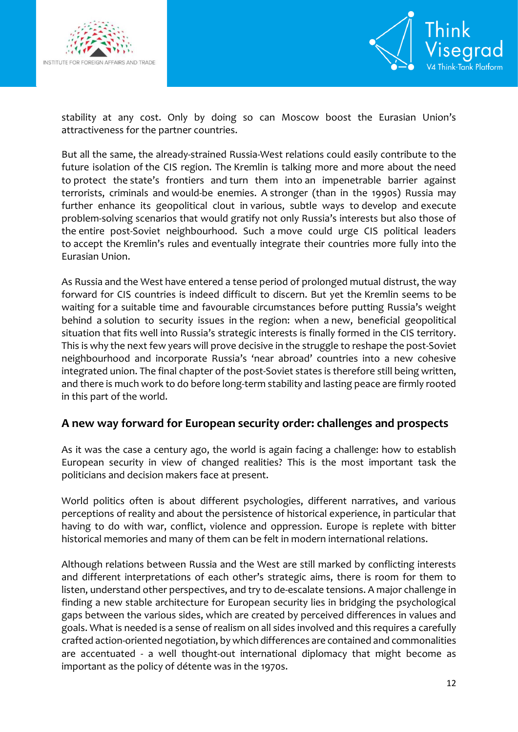stability at any cost. Only by doing so can Moscow boost the Eurasian Union's attractiveness for the partner countries.

But all the same, the already-strained Russia-West relations could easily contribute to the future isolation of the CIS region. The Kremlin is talking more and more about the need to protect the state's frontiers and turn them into an impenetrable barrier against terrorists, criminals and would-be enemies. A stronger (than in the 1990s) Russia may further enhance its geopolitical clout in various, subtle ways to develop and execute problem-solving scenarios that would gratify not only Russia's interests but also those of the entire post-Soviet neighbourhood. Such a move could urge CIS political leaders to accept the Kremlin's rules and eventually integrate their countries more fully into the Eurasian Union.

As Russia and the West have entered a tense period of prolonged mutual distrust, the way forward for CIS countries is indeed difficult to discern. But yet the Kremlin seems to be waiting for a suitable time and favourable circumstances before putting Russia's weight behind a solution to security issues in the region: when a new, beneficial geopolitical situation that fits well into Russia's strategic interests is finally formed in the CIS territory. This is why the next few years will prove decisive in the struggle to reshape the post-Soviet neighbourhood and incorporate Russia's 'near abroad' countries into a new cohesive integrated union. The final chapter of the post-Soviet states is therefore still being written, and there is much work to do before long-term stability and lasting peace are firmly rooted in this part of the world.

## A new way forward for European security order: challenges and prospects

As it was the case a century ago, the world is again facing a challenge: how to establish European security in view of changed realities? This is the most important task the politicians and decision makers face at present.

World politics often is about different psychologies, different narratives, and various perceptions of reality and about the persistence of historical experience, in particular that having to do with war, conflict, violence and oppression. Europe is replete with bitter historical memories and many of them can be felt in modern international relations.

Although relations between Russia and the West are still marked by conflicting interests and different interpretations of each other's strategic aims, there is room for them to listen, understand other perspectives, and try to de-escalate tensions. A major challenge in finding a new stable architecture for European security lies in bridging the psychological gaps between the various sides, which are created by perceived differences in values and goals. What is needed is a sense of realism on all sides involved and this requires a carefully crafted action-oriented negotiation, by which differences are contained and commonalities are accentuated - a well thought-out international diplomacy that might become as important as the policy of détente was in the 1970s.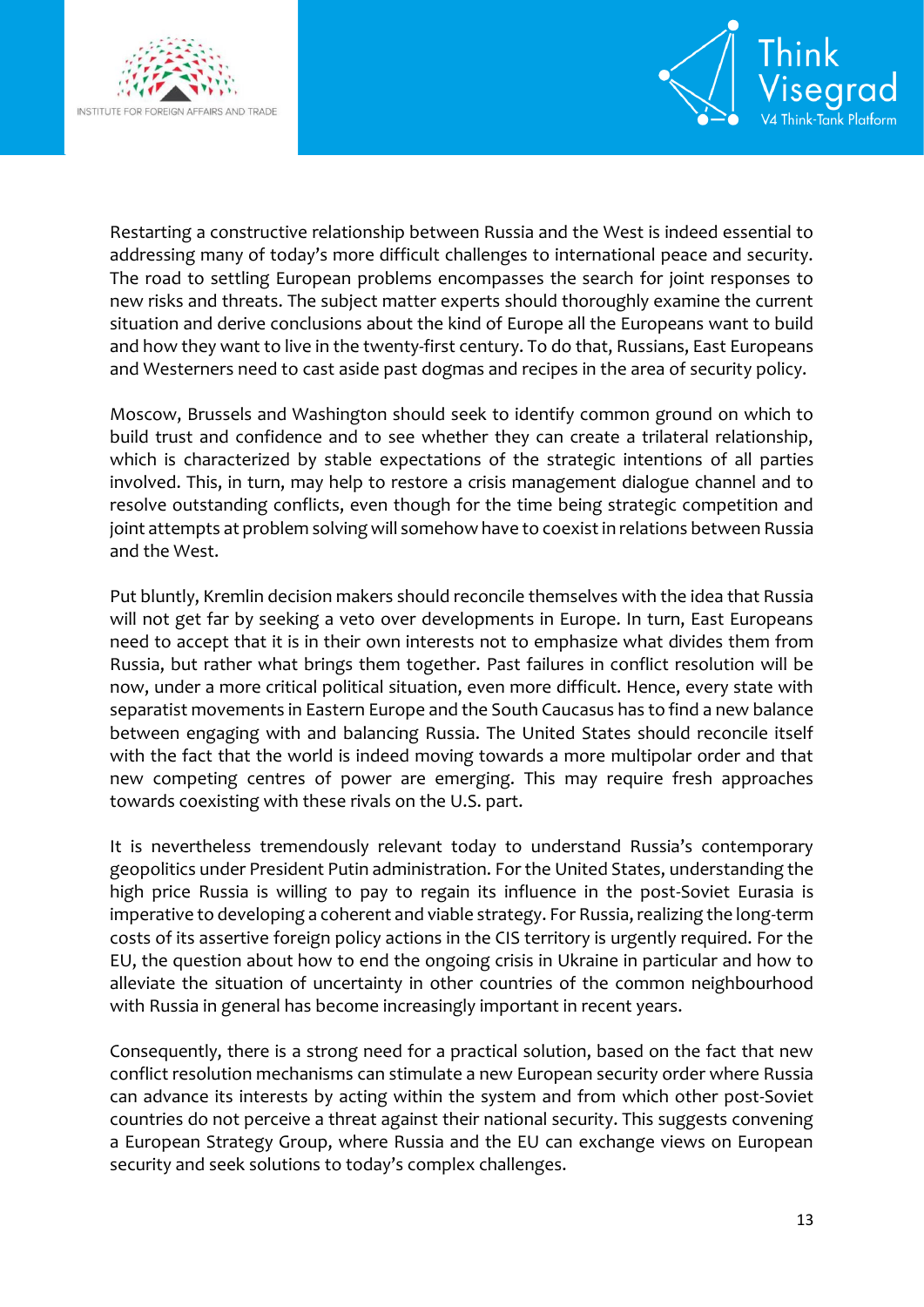Restarting a constructive relationship between Russia and the West is indeed essential to addressing many of today's more difficult challenges to international peace and security. The road to settling European problems encompasses the search for joint responses to new risks and threats. The subject matter experts should thoroughly examine the current situation and derive conclusions about the kind of Europe all the Europeans want to build and how they want to live in the twenty-first century. To do that, Russians, East Europeans and Westerners need to cast aside past dogmas and recipes in the area of security policy.

Moscow, Brussels and Washington should seek to identify common ground on which to build trust and confidence and to see whether they can create a trilateral relationship, which is characterized by stable expectations of the strategic intentions of all parties involved. This, in turn, may help to restore a crisis management dialogue channel and to resolve outstanding conflicts, even though for the time being strategic competition and joint attempts at problem solving will somehow have to coexist in relations between Russia and the West.

Put bluntly, Kremlin decision makers should reconcile themselves with the idea that Russia will not get far by seeking a veto over developments in Europe. In turn, East Europeans need to accept that it is in their own interests not to emphasize what divides them from Russia, but rather what brings them together. Past failures in conflict resolution will be now, under a more critical political situation, even more difficult. Hence, every state with separatist movements in Eastern Europe and the South Caucasus has to find a new balance between engaging with and balancing Russia. The United States should reconcile itself with the fact that the world is indeed moving towards a more multipolar order and that new competing centres of power are emerging. This may require fresh approaches towards coexisting with these rivals on the U.S. part.

It is nevertheless tremendously relevant today to understand Russia's contemporary geopolitics under President Putin administration. For the United States, understanding the high price Russia is willing to pay to regain its influence in the post-Soviet Eurasia is imperative to developing a coherent and viable strategy. For Russia, realizing the long-term costs of its assertive foreign policy actions in the CIS territory is urgently required. For the EU, the question about how to end the ongoing crisis in Ukraine in particular and how to alleviate the situation of uncertainty in other countries of the common neighbourhood with Russia in general has become increasingly important in recent years.

Consequently, there is a strong need for a practical solution, based on the fact that new conflict resolution mechanisms can stimulate a new European security order where Russia can advance its interests by acting within the system and from which other post-Soviet countries do not perceive a threat against their national security. This suggests convening a European Strategy Group, where Russia and the EU can exchange views on European security and seek solutions to today's complex challenges.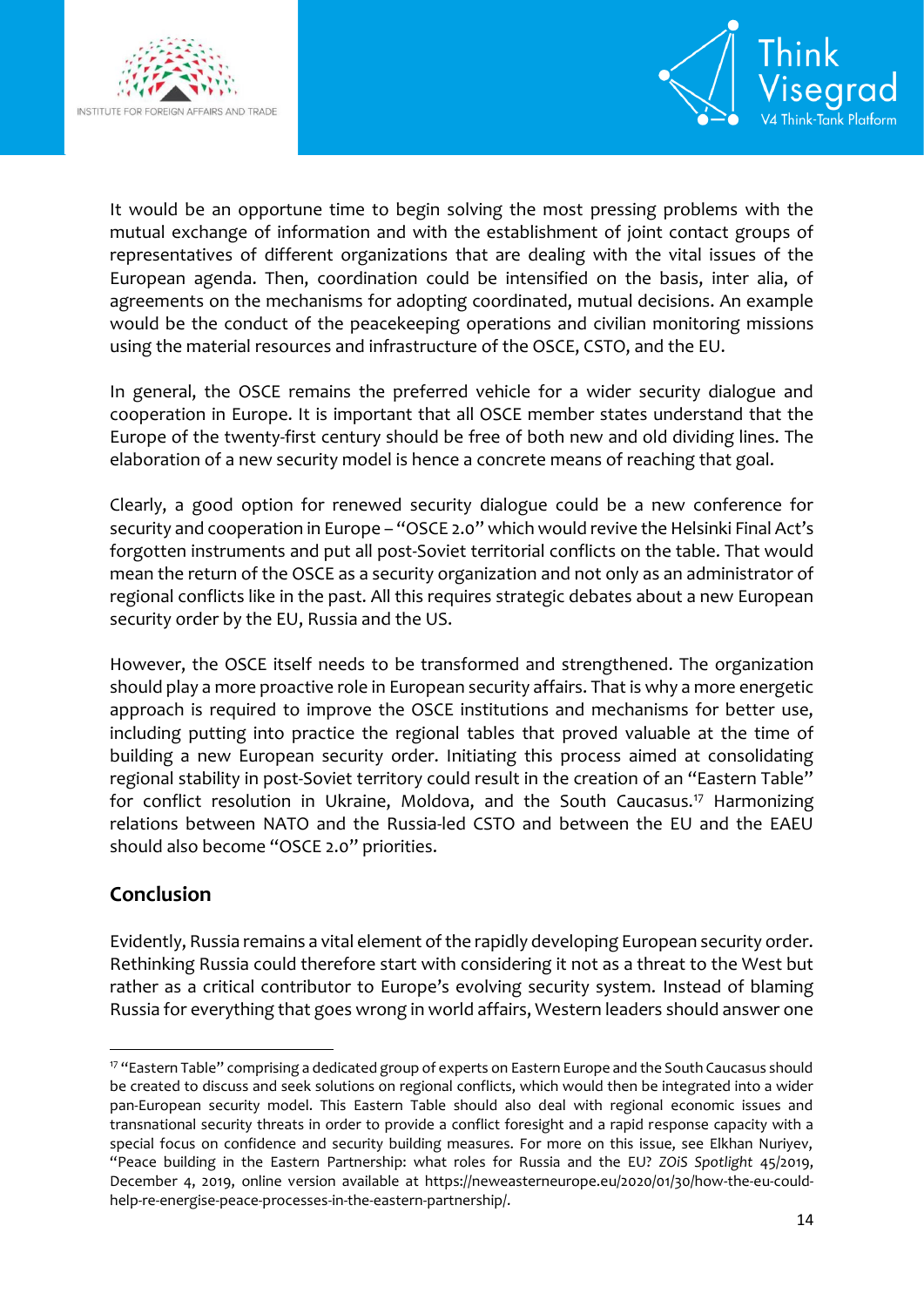It would be an opportune time to begin solving the most pressing problems with the mutual exchange of information and with the establishment of joint contact groups of representatives of different organizations that are dealing with the vital issues of the European agenda. Then, coordination could be intensified on the basis, inter alia, of agreements on the mechanisms for adopting coordinated, mutual decisions. An example would be the conduct of the peacekeeping operations and civilian monitoring missions using the material resources and infrastructure of the OSCE, CSTO, and the EU.

In general, the OSCE remains the preferred vehicle for a wider security dialogue and cooperation in Europe. It is important that all OSCE member states understand that the Europe of the twenty-first century should be free of both new and old dividing lines. The elaboration of a new security model is hence a concrete means of reaching that goal.

Clearly, a good option for renewed security dialogue could be a new conference for security and cooperation in Europe – "OSCE 2.0" which would revive the Helsinki Final Act's forgotten instruments and put all post-Soviet territorial conflicts on the table. That would mean the return of the OSCE as a security organization and not only as an administrator of regional conflicts like in the past. All this requires strategic debates about a new European security order by the EU, Russia and the US.

However, the OSCE itself needs to be transformed and strengthened. The organization should play a more proactive role in European security affairs. That is why a more energetic approach is required to improve the OSCE institutions and mechanisms for better use, including putting into practice the regional tables that proved valuable at the time of building a new European security order. Initiating this process aimed at consolidating regional stability in post-Soviet territory could result in the creation of an "Eastern Table" for conflict resolution in Ukraine, Moldova, and the South Caucasus.[17] Harmonizing relations between NATO and the Russia-led CSTO and between the EU and the EAEU should also become "OSCE 2.0" priorities.

## Conclusion

Evidently, Russia remains a vital element of the rapidly developing European security order. Rethinking Russia could therefore start with considering it not as a threat to the West but rather as a critical contributor to Europe's evolving security system. Instead of blaming Russia for everything that goes wrong in world affairs, Western leaders should answer one

---

[17] "Eastern Table" comprising a dedicated group of experts on Eastern Europe and the South Caucasus should be created to discuss and seek solutions on regional conflicts, which would then be integrated into a wider pan-European security model. This Eastern Table should also deal with regional economic issues and transnational security threats in order to provide a conflict foresight and a rapid response capacity with a special focus on confidence and security building measures. For more on this issue, see Elkhan Nuriyev, "Peace building in the Eastern Partnership: what roles for Russia and the EU? *ZOiS Spotlight* 45/2019, December 4, 2019, online version available at https://neweasterneurope.eu/2020/01/30/how-the-eu-could-help-re-energise-peace-processes-in-the-eastern-partnership/.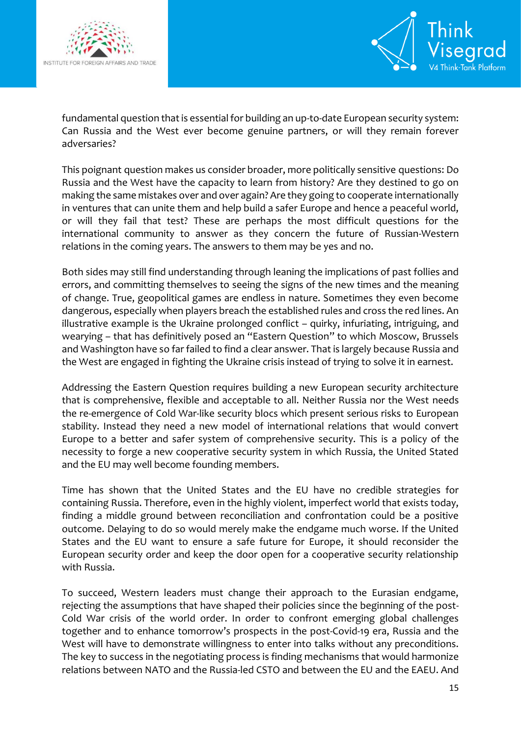fundamental question that is essential for building an up-to-date European security system: Can Russia and the West ever become genuine partners, or will they remain forever adversaries?

This poignant question makes us consider broader, more politically sensitive questions: Do Russia and the West have the capacity to learn from history? Are they destined to go on making the same mistakes over and over again? Are they going to cooperate internationally in ventures that can unite them and help build a safer Europe and hence a peaceful world, or will they fail that test? These are perhaps the most difficult questions for the international community to answer as they concern the future of Russian-Western relations in the coming years. The answers to them may be yes and no.

Both sides may still find understanding through leaning the implications of past follies and errors, and committing themselves to seeing the signs of the new times and the meaning of change. True, geopolitical games are endless in nature. Sometimes they even become dangerous, especially when players breach the established rules and cross the red lines. An illustrative example is the Ukraine prolonged conflict – quirky, infuriating, intriguing, and wearying – that has definitively posed an "Eastern Question" to which Moscow, Brussels and Washington have so far failed to find a clear answer. That is largely because Russia and the West are engaged in fighting the Ukraine crisis instead of trying to solve it in earnest.

Addressing the Eastern Question requires building a new European security architecture that is comprehensive, flexible and acceptable to all. Neither Russia nor the West needs the re-emergence of Cold War-like security blocs which present serious risks to European stability. Instead they need a new model of international relations that would convert Europe to a better and safer system of comprehensive security. This is a policy of the necessity to forge a new cooperative security system in which Russia, the United Stated and the EU may well become founding members.

Time has shown that the United States and the EU have no credible strategies for containing Russia. Therefore, even in the highly violent, imperfect world that exists today, finding a middle ground between reconciliation and confrontation could be a positive outcome. Delaying to do so would merely make the endgame much worse. If the United States and the EU want to ensure a safe future for Europe, it should reconsider the European security order and keep the door open for a cooperative security relationship with Russia.

To succeed, Western leaders must change their approach to the Eurasian endgame, rejecting the assumptions that have shaped their policies since the beginning of the post-Cold War crisis of the world order. In order to confront emerging global challenges together and to enhance tomorrow's prospects in the post-Covid-19 era, Russia and the West will have to demonstrate willingness to enter into talks without any preconditions. The key to success in the negotiating process is finding mechanisms that would harmonize relations between NATO and the Russia-led CSTO and between the EU and the EAEU. And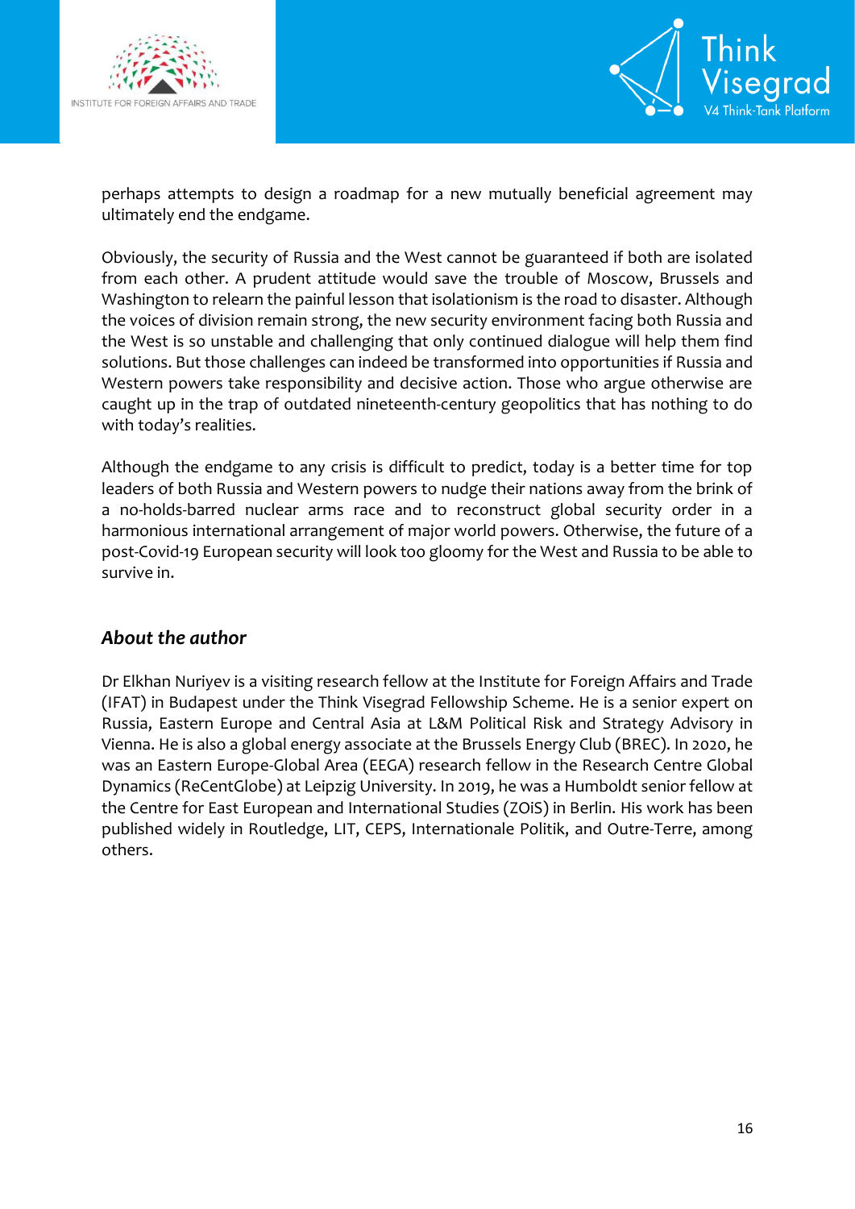perhaps attempts to design a roadmap for a new mutually beneficial agreement may ultimately end the endgame.

Obviously, the security of Russia and the West cannot be guaranteed if both are isolated from each other. A prudent attitude would save the trouble of Moscow, Brussels and Washington to relearn the painful lesson that isolationism is the road to disaster. Although the voices of division remain strong, the new security environment facing both Russia and the West is so unstable and challenging that only continued dialogue will help them find solutions. But those challenges can indeed be transformed into opportunities if Russia and Western powers take responsibility and decisive action. Those who argue otherwise are caught up in the trap of outdated nineteenth-century geopolitics that has nothing to do with today's realities.

Although the endgame to any crisis is difficult to predict, today is a better time for top leaders of both Russia and Western powers to nudge their nations away from the brink of a no-holds-barred nuclear arms race and to reconstruct global security order in a harmonious international arrangement of major world powers. Otherwise, the future of a post-Covid-19 European security will look too gloomy for the West and Russia to be able to survive in.

### *About the author*

Dr Elkhan Nuriyev is a visiting research fellow at the Institute for Foreign Affairs and Trade (IFAT) in Budapest under the Think Visegrad Fellowship Scheme. He is a senior expert on Russia, Eastern Europe and Central Asia at L&M Political Risk and Strategy Advisory in Vienna. He is also a global energy associate at the Brussels Energy Club (BREC). In 2020, he was an Eastern Europe-Global Area (EEGA) research fellow in the Research Centre Global Dynamics (ReCentGlobe) at Leipzig University. In 2019, he was a Humboldt senior fellow at the Centre for East European and International Studies (ZOiS) in Berlin. His work has been published widely in Routledge, LIT, CEPS, Internationale Politik, and Outre-Terre, among others.